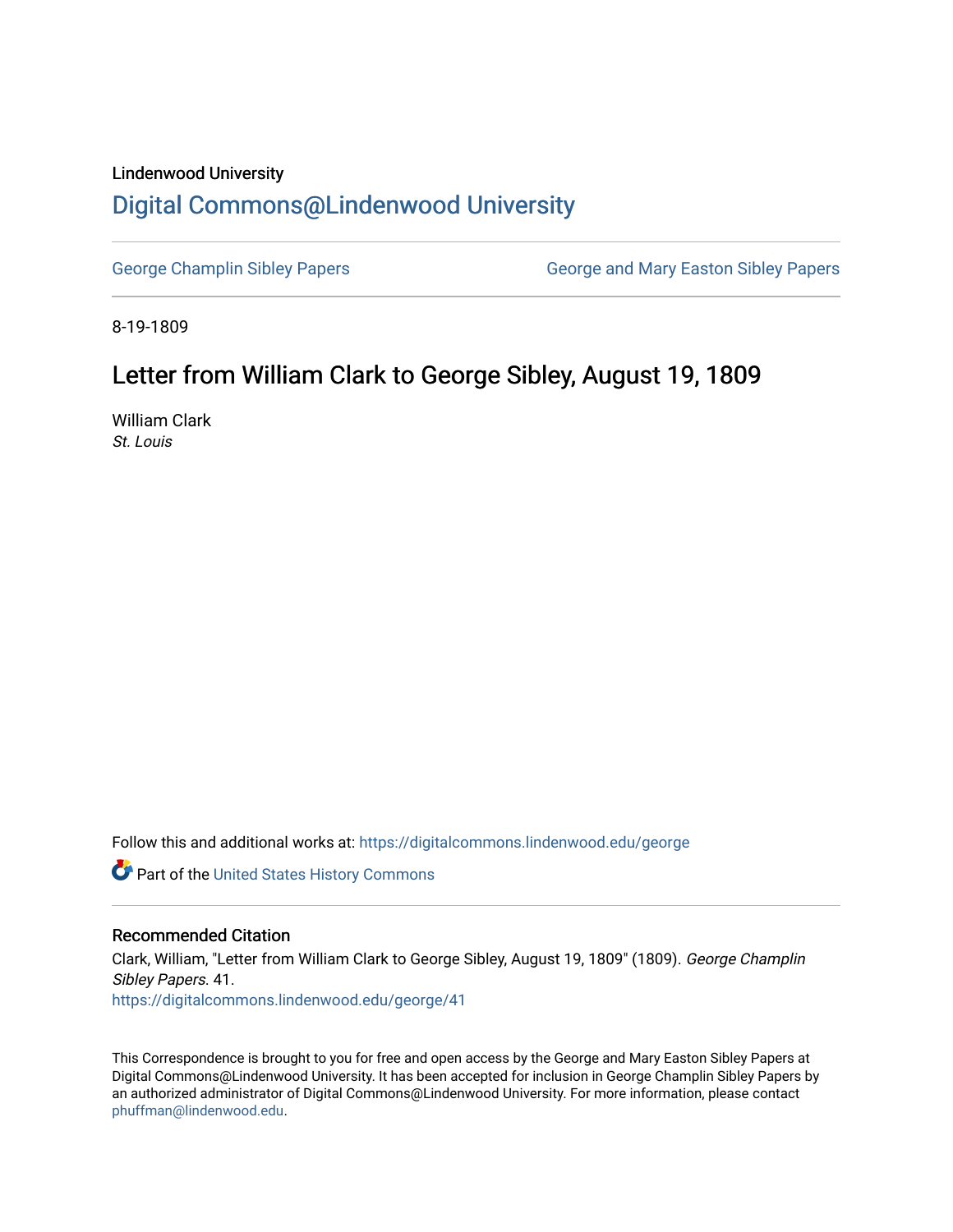Lindenwood University

# Digital Commons@Lindenwood University

George Champlin Sibley Papers

George and Mary Easton Sibley Papers

8-19-1809

## Letter from William Clark to George Sibley, August 19, 1809

William Clark

*St. Louis*

Follow this and additional works at: https://digitalcommons.lindenwood.edu/george

Part of the United States History Commons

### Recommended Citation

Clark, William, "Letter from William Clark to George Sibley, August 19, 1809" (1809). *George Champlin Sibley Papers*. 41.
https://digitalcommons.lindenwood.edu/george/41

This Correspondence is brought to you for free and open access by the George and Mary Easton Sibley Papers at Digital Commons@Lindenwood University. It has been accepted for inclusion in George Champlin Sibley Papers by an authorized administrator of Digital Commons@Lindenwood University. For more information, please contact phuffman@lindenwood.edu.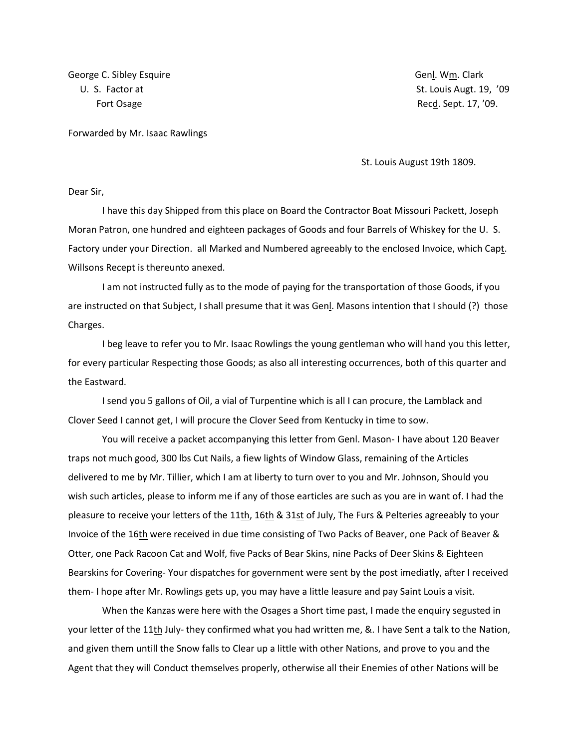George C. Sibley Esquire
U. S. Factor at
Fort Osage

Genl. Wm. Clark
St. Louis Augt. 19, '09
Recd. Sept. 17, '09.

Forwarded by Mr. Isaac Rawlings

St. Louis August 19th 1809.

Dear Sir,

I have this day Shipped from this place on Board the Contractor Boat Missouri Packett, Joseph Moran Patron, one hundred and eighteen packages of Goods and four Barrels of Whiskey for the U. S. Factory under your Direction. all Marked and Numbered agreeably to the enclosed Invoice, which Capt. Willsons Recept is thereunto anexed.

I am not instructed fully as to the mode of paying for the transportation of those Goods, if you are instructed on that Subject, I shall presume that it was Genl. Masons intention that I should (?) those Charges.

I beg leave to refer you to Mr. Isaac Rowlings the young gentleman who will hand you this letter, for every particular Respecting those Goods; as also all interesting occurrences, both of this quarter and the Eastward.

I send you 5 gallons of Oil, a vial of Turpentine which is all I can procure, the Lamblack and Clover Seed I cannot get, I will procure the Clover Seed from Kentucky in time to sow.

You will receive a packet accompanying this letter from Genl. Mason- I have about 120 Beaver traps not much good, 300 lbs Cut Nails, a fiew lights of Window Glass, remaining of the Articles delivered to me by Mr. Tillier, which I am at liberty to turn over to you and Mr. Johnson, Should you wish such articles, please to inform me if any of those earticles are such as you are in want of. I had the pleasure to receive your letters of the 11th, 16th & 31st of July, The Furs & Pelteries agreeably to your Invoice of the 16th were received in due time consisting of Two Packs of Beaver, one Pack of Beaver & Otter, one Pack Racoon Cat and Wolf, five Packs of Bear Skins, nine Packs of Deer Skins & Eighteen Bearskins for Covering- Your dispatches for government were sent by the post imediatly, after I received them- I hope after Mr. Rowlings gets up, you may have a little leasure and pay Saint Louis a visit.

When the Kanzas were here with the Osages a Short time past, I made the enquiry segusted in your letter of the 11th July- they confirmed what you had written me, &. I have Sent a talk to the Nation, and given them untill the Snow falls to Clear up a little with other Nations, and prove to you and the Agent that they will Conduct themselves properly, otherwise all their Enemies of other Nations will be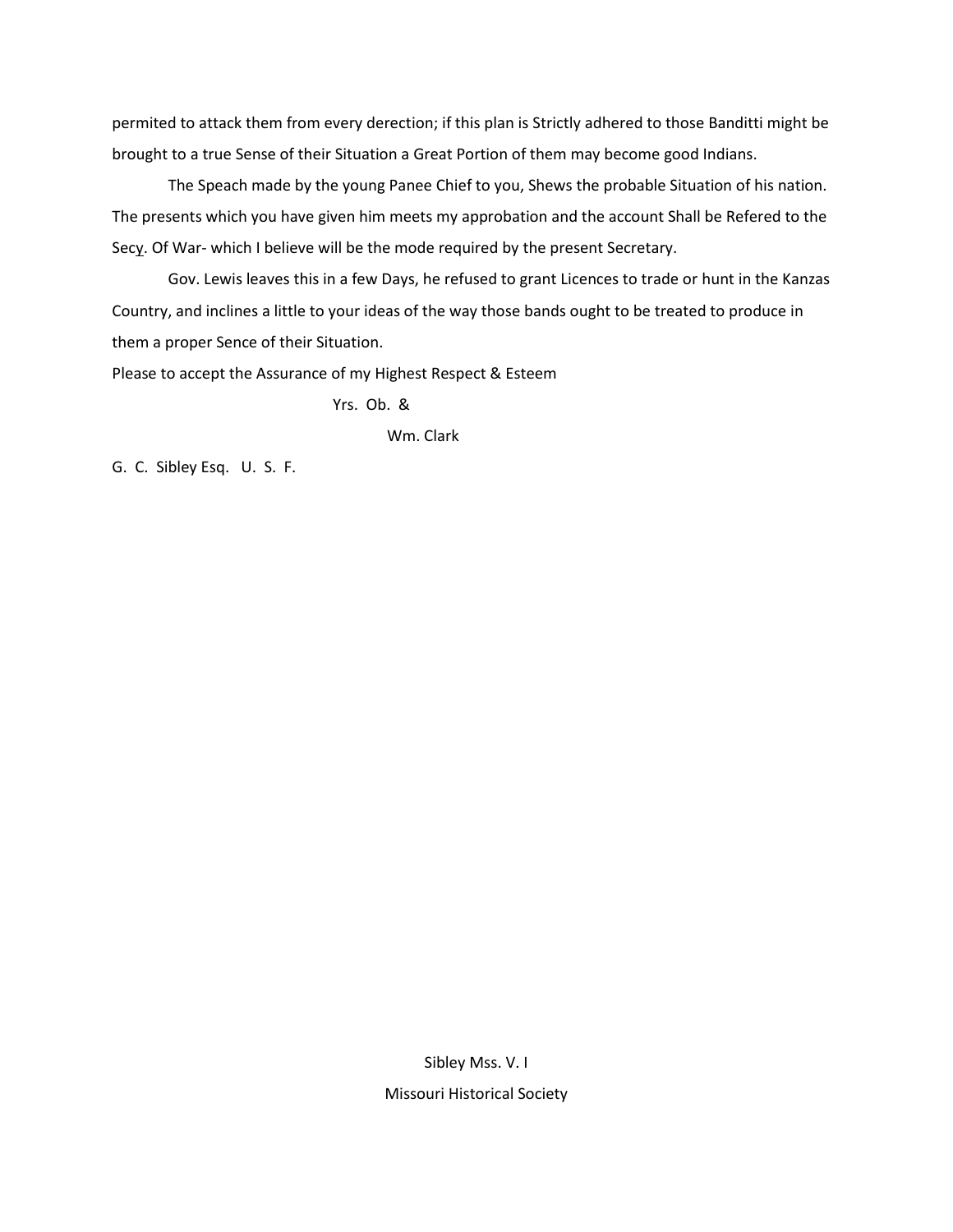permited to attack them from every derection; if this plan is Strictly adhered to those Banditti might be brought to a true Sense of their Situation a Great Portion of them may become good Indians.

The Speach made by the young Panee Chief to you, Shews the probable Situation of his nation. The presents which you have given him meets my approbation and the account Shall be Refered to the Secy. Of War- which I believe will be the mode required by the present Secretary.

Gov. Lewis leaves this in a few Days, he refused to grant Licences to trade or hunt in the Kanzas Country, and inclines a little to your ideas of the way those bands ought to be treated to produce in them a proper Sence of their Situation.

Please to accept the Assurance of my Highest Respect & Esteem

Yrs. Ob. &

Wm. Clark

G. C. Sibley Esq. U. S. F.

Sibley Mss. V. I

Missouri Historical Society